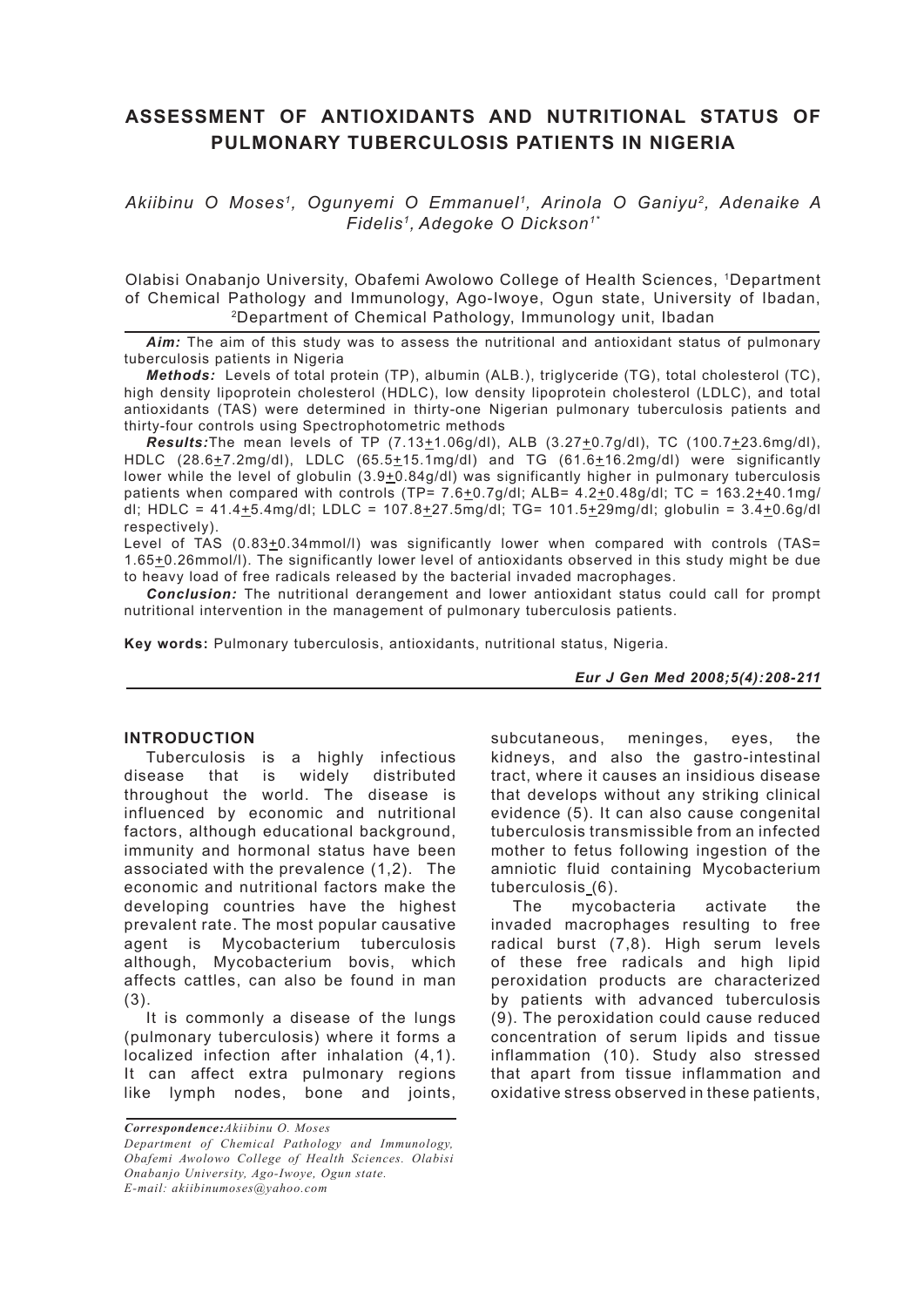# ASSESSMENT OF ANTIOXIDANTS AND NUTRITIONAL STATUS OF PULMONARY TUBERCULOSIS PATIENTS IN NIGERIA

*Akiibinu O Moses[1], Ogunyemi O Emmanuel[1], Arinola O Ganiyu[2], Adenaike A Fidelis[1], Adegoke O Dickson[1*]*

Olabisi Onabanjo University, Obafemi Awolowo College of Health Sciences, [1]Department of Chemical Pathology and Immunology, Ago-Iwoye, Ogun state, University of Ibadan, [2]Department of Chemical Pathology, Immunology unit, Ibadan

***Aim:*** The aim of this study was to assess the nutritional and antioxidant status of pulmonary tuberculosis patients in Nigeria

***Methods:*** Levels of total protein (TP), albumin (ALB.), triglyceride (TG), total cholesterol (TC), high density lipoprotein cholesterol (HDLC), low density lipoprotein cholesterol (LDLC), and total antioxidants (TAS) were determined in thirty-one Nigerian pulmonary tuberculosis patients and thirty-four controls using Spectrophotometric methods

***Results:*** The mean levels of TP ($7.13 \pm 1.06$g/dl), ALB ($3.27 \pm 0.7$g/dl), TC ($100.7 \pm 23.6$mg/dl), HDLC ($28.6 \pm 7.2$mg/dl), LDLC ($65.5 \pm 15.1$mg/dl) and TG ($61.6 \pm 16.2$mg/dl) were significantly lower while the level of globulin ($3.9 \pm 0.84$g/dl) was significantly higher in pulmonary tuberculosis patients when compared with controls (TP= $7.6 \pm 0.7$g/dl; ALB= $4.2 \pm 0.48$g/dl; TC = $163.2 \pm 40.1$mg/dl; HDLC = $41.4 \pm 5.4$mg/dl; LDLC = $107.8 \pm 27.5$mg/dl; TG= $101.5 \pm 29$mg/dl; globulin = $3.4 \pm 0.6$g/dl respectively).

Level of TAS ($0.83 \pm 0.34$mmol/l) was significantly lower when compared with controls (TAS= $1.65 \pm 0.26$mmol/l). The significantly lower level of antioxidants observed in this study might be due to heavy load of free radicals released by the bacterial invaded macrophages.

***Conclusion:*** The nutritional derangement and lower antioxidant status could call for prompt nutritional intervention in the management of pulmonary tuberculosis patients.

**Key words:** Pulmonary tuberculosis, antioxidants, nutritional status, Nigeria.

## INTRODUCTION

Tuberculosis is a highly infectious disease that is widely distributed throughout the world. The disease is influenced by economic and nutritional factors, although educational background, immunity and hormonal status have been associated with the prevalence (1,2). The economic and nutritional factors make the developing countries have the highest prevalent rate. The most popular causative agent is Mycobacterium tuberculosis although, Mycobacterium bovis, which affects cattles, can also be found in man (3).

It is commonly a disease of the lungs (pulmonary tuberculosis) where it forms a localized infection after inhalation (4,1). It can affect extra pulmonary regions like lymph nodes, bone and joints, subcutaneous, meninges, eyes, the kidneys, and also the gastro-intestinal tract, where it causes an insidious disease that develops without any striking clinical evidence (5). It can also cause congenital tuberculosis transmissible from an infected mother to fetus following ingestion of the amniotic fluid containing Mycobacterium tuberculosis (6).

The mycobacteria activate the invaded macrophages resulting to free radical burst (7,8). High serum levels of these free radicals and high lipid peroxidation products are characterized by patients with advanced tuberculosis (9). The peroxidation could cause reduced concentration of serum lipids and tissue inflammation (10). Study also stressed that apart from tissue inflammation and oxidative stress observed in these patients,

***Correspondence:*** *Akiibinu O. Moses*
*Department of Chemical Pathology and Immunology, Obafemi Awolowo College of Health Sciences. Olabisi Onabanjo University, Ago-Iwoye, Ogun state.*
*E-mail: akiibinumoses@yahoo.com*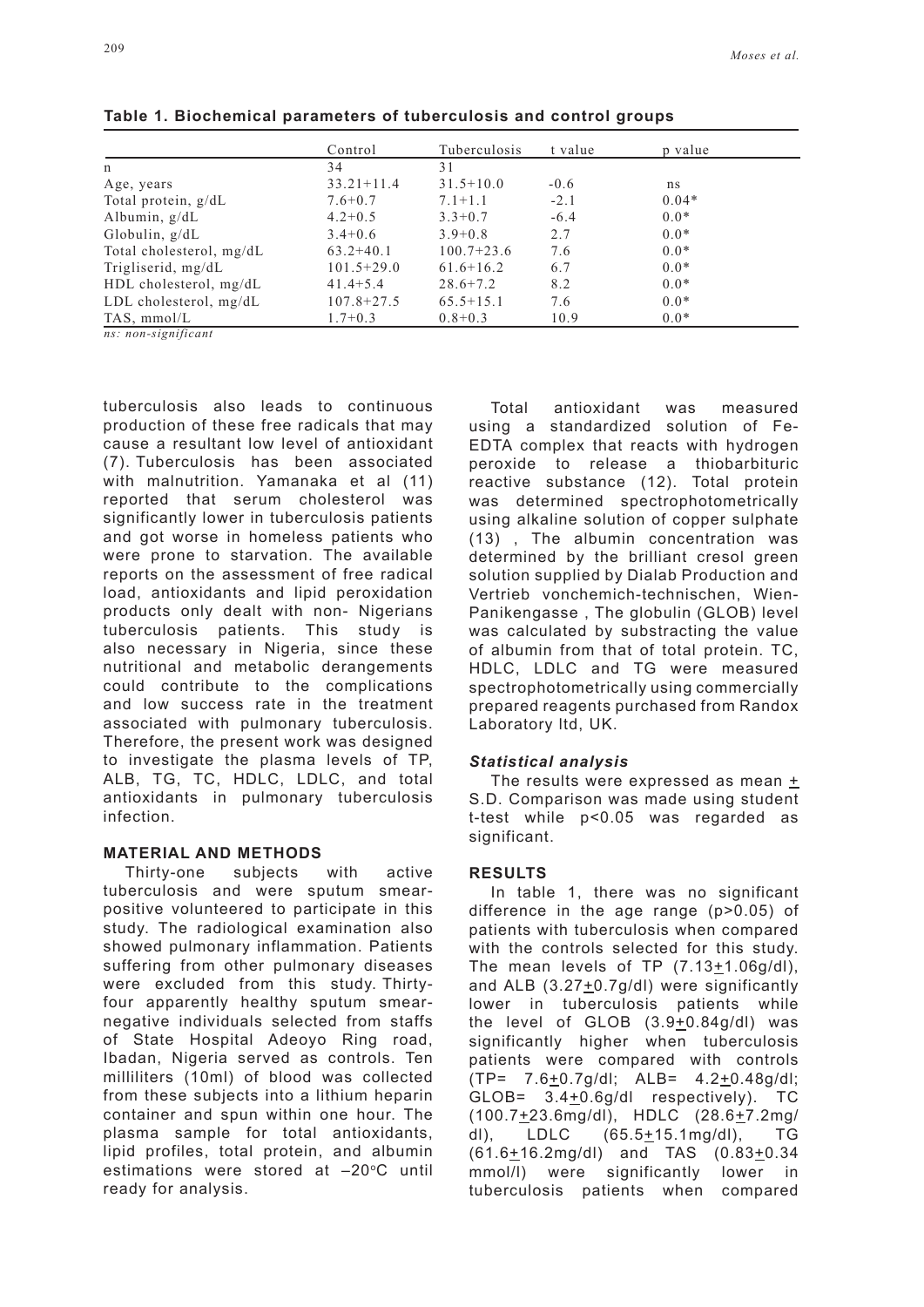**Table 1. Biochemical parameters of tuberculosis and control groups**

| | Control | Tuberculosis | t value | p value |
|---|---|---|---|---|
| n | 34 | 31 | | |
| Age, years | 33.21+11.4 | 31.5+10.0 | -0.6 | ns |
| Total protein, g/dL | 7.6+0.7 | 7.1+1.1 | -2.1 | 0.04* |
| Albumin, g/dL | 4.2+0.5 | 3.3+0.7 | -6.4 | 0.0* |
| Globulin, g/dL | 3.4+0.6 | 3.9+0.8 | 2.7 | 0.0* |
| Total cholesterol, mg/dL | 63.2+40.1 | 100.7+23.6 | 7.6 | 0.0* |
| Trigliserid, mg/dL | 101.5+29.0 | 61.6+16.2 | 6.7 | 0.0* |
| HDL cholesterol, mg/dL | 41.4+5.4 | 28.6+7.2 | 8.2 | 0.0* |
| LDL cholesterol, mg/dL | 107.8+27.5 | 65.5+15.1 | 7.6 | 0.0* |
| TAS, mmol/L | 1.7+0.3 | 0.8+0.3 | 10.9 | 0.0* |

*ns: non-significant*

tuberculosis also leads to continuous production of these free radicals that may cause a resultant low level of antioxidant (7). Tuberculosis has been associated with malnutrition. Yamanaka et al (11) reported that serum cholesterol was significantly lower in tuberculosis patients and got worse in homeless patients who were prone to starvation. The available reports on the assessment of free radical load, antioxidants and lipid peroxidation products only dealt with non- Nigerians tuberculosis patients. This study is also necessary in Nigeria, since these nutritional and metabolic derangements could contribute to the complications and low success rate in the treatment associated with pulmonary tuberculosis. Therefore, the present work was designed to investigate the plasma levels of TP, ALB, TG, TC, HDLC, LDLC, and total antioxidants in pulmonary tuberculosis infection.

## MATERIAL AND METHODS

Thirty-one subjects with active tuberculosis and were sputum smear-positive volunteered to participate in this study. The radiological examination also showed pulmonary inflammation. Patients suffering from other pulmonary diseases were excluded from this study. Thirty-four apparently healthy sputum smear-negative individuals selected from staffs of State Hospital Adeoyo Ring road, Ibadan, Nigeria served as controls. Ten milliliters (10ml) of blood was collected from these subjects into a lithium heparin container and spun within one hour. The plasma sample for total antioxidants, lipid profiles, total protein, and albumin estimations were stored at –20$^{o}$C until ready for analysis.

Total antioxidant was measured using a standardized solution of Fe-EDTA complex that reacts with hydrogen peroxide to release a thiobarbituric reactive substance (12). Total protein was determined spectrophotometrically using alkaline solution of copper sulphate (13) , The albumin concentration was determined by the brilliant cresol green solution supplied by Dialab Production and Vertrieb vonchemich-technischen, Wien-Panikengasse , The globulin (GLOB) level was calculated by substracting the value of albumin from that of total protein. TC, HDLC, LDLC and TG were measured spectrophotometrically using commercially prepared reagents purchased from Randox Laboratory ltd, UK.

### *Statistical analysis*

The results were expressed as mean ± S.D. Comparison was made using student t-test while p<0.05 was regarded as significant.

## RESULTS

In table 1, there was no significant difference in the age range (p>0.05) of patients with tuberculosis when compared with the controls selected for this study. The mean levels of TP (7.13±1.06g/dl), and ALB (3.27±0.7g/dl) were significantly lower in tuberculosis patients while the level of GLOB (3.9±0.84g/dl) was significantly higher when tuberculosis patients were compared with controls (TP= 7.6±0.7g/dl; ALB= 4.2±0.48g/dl; GLOB= 3.4±0.6g/dl respectively). TC (100.7±23.6mg/dl), HDLC (28.6±7.2mg/dl), LDLC (65.5±15.1mg/dl), TG (61.6±16.2mg/dl) and TAS (0.83±0.34 mmol/l) were significantly lower in tuberculosis patients when compared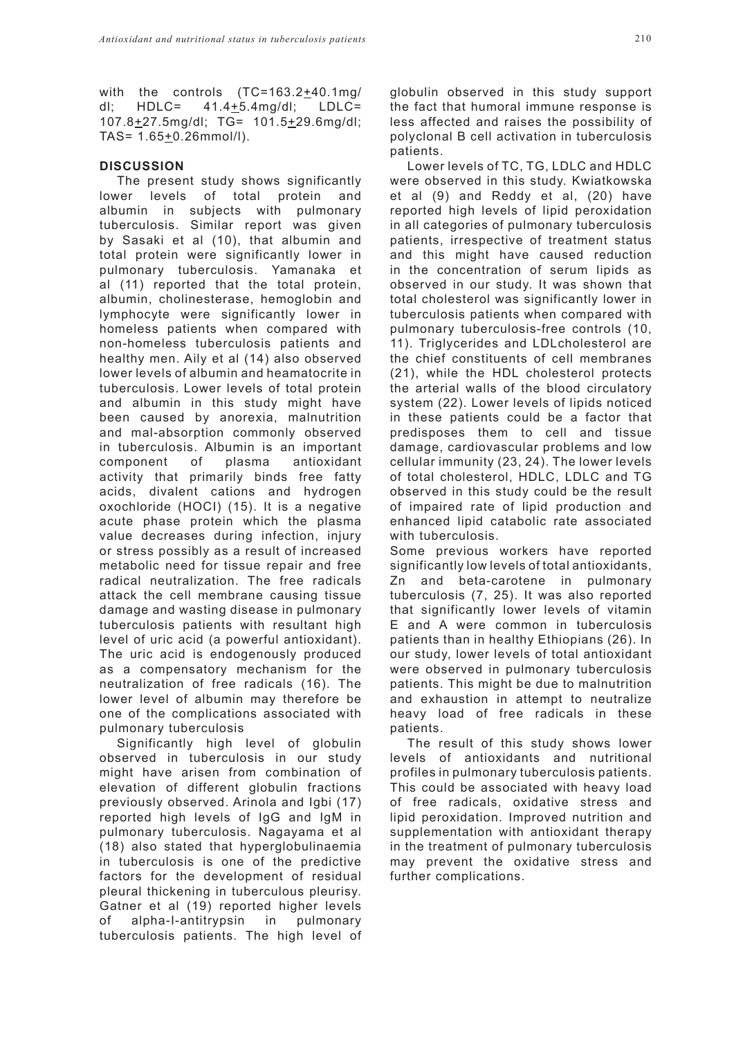with the controls (TC=163.2±40.1mg/dl; HDLC= 41.4±5.4mg/dl; LDLC= 107.8±27.5mg/dl; TG= 101.5±29.6mg/dl; TAS= 1.65±0.26mmol/l).

## DISCUSSION

The present study shows significantly lower levels of total protein and albumin in subjects with pulmonary tuberculosis. Similar report was given by Sasaki et al (10), that albumin and total protein were significantly lower in pulmonary tuberculosis. Yamanaka et al (11) reported that the total protein, albumin, cholinesterase, hemoglobin and lymphocyte were significantly lower in homeless patients when compared with non-homeless tuberculosis patients and healthy men. Aily et al (14) also observed lower levels of albumin and heamatocrite in tuberculosis. Lower levels of total protein and albumin in this study might have been caused by anorexia, malnutrition and mal-absorption commonly observed in tuberculosis. Albumin is an important component of plasma antioxidant activity that primarily binds free fatty acids, divalent cations and hydrogen oxochloride (HOCl) (15). It is a negative acute phase protein which the plasma value decreases during infection, injury or stress possibly as a result of increased metabolic need for tissue repair and free radical neutralization. The free radicals attack the cell membrane causing tissue damage and wasting disease in pulmonary tuberculosis patients with resultant high level of uric acid (a powerful antioxidant). The uric acid is endogenously produced as a compensatory mechanism for the neutralization of free radicals (16). The lower level of albumin may therefore be one of the complications associated with pulmonary tuberculosis

Significantly high level of globulin observed in tuberculosis in our study might have arisen from combination of elevation of different globulin fractions previously observed. Arinola and Igbi (17) reported high levels of IgG and IgM in pulmonary tuberculosis. Nagayama et al (18) also stated that hyperglobulinaemia in tuberculosis is one of the predictive factors for the development of residual pleural thickening in tuberculous pleurisy. Gatner et al (19) reported higher levels of alpha-I-antitrypsin in pulmonary tuberculosis patients. The high level of globulin observed in this study support the fact that humoral immune response is less affected and raises the possibility of polyclonal B cell activation in tuberculosis patients.

Lower levels of TC, TG, LDLC and HDLC were observed in this study. Kwiatkowska et al (9) and Reddy et al, (20) have reported high levels of lipid peroxidation in all categories of pulmonary tuberculosis patients, irrespective of treatment status and this might have caused reduction in the concentration of serum lipids as observed in our study. It was shown that total cholesterol was significantly lower in tuberculosis patients when compared with pulmonary tuberculosis-free controls (10, 11). Triglycerides and LDLcholesterol are the chief constituents of cell membranes (21), while the HDL cholesterol protects the arterial walls of the blood circulatory system (22). Lower levels of lipids noticed in these patients could be a factor that predisposes them to cell and tissue damage, cardiovascular problems and low cellular immunity (23, 24). The lower levels of total cholesterol, HDLC, LDLC and TG observed in this study could be the result of impaired rate of lipid production and enhanced lipid catabolic rate associated with tuberculosis.

Some previous workers have reported significantly low levels of total antioxidants, Zn and beta-carotene in pulmonary tuberculosis (7, 25). It was also reported that significantly lower levels of vitamin E and A were common in tuberculosis patients than in healthy Ethiopians (26). In our study, lower levels of total antioxidant were observed in pulmonary tuberculosis patients. This might be due to malnutrition and exhaustion in attempt to neutralize heavy load of free radicals in these patients.

The result of this study shows lower levels of antioxidants and nutritional profiles in pulmonary tuberculosis patients. This could be associated with heavy load of free radicals, oxidative stress and lipid peroxidation. Improved nutrition and supplementation with antioxidant therapy in the treatment of pulmonary tuberculosis may prevent the oxidative stress and further complications.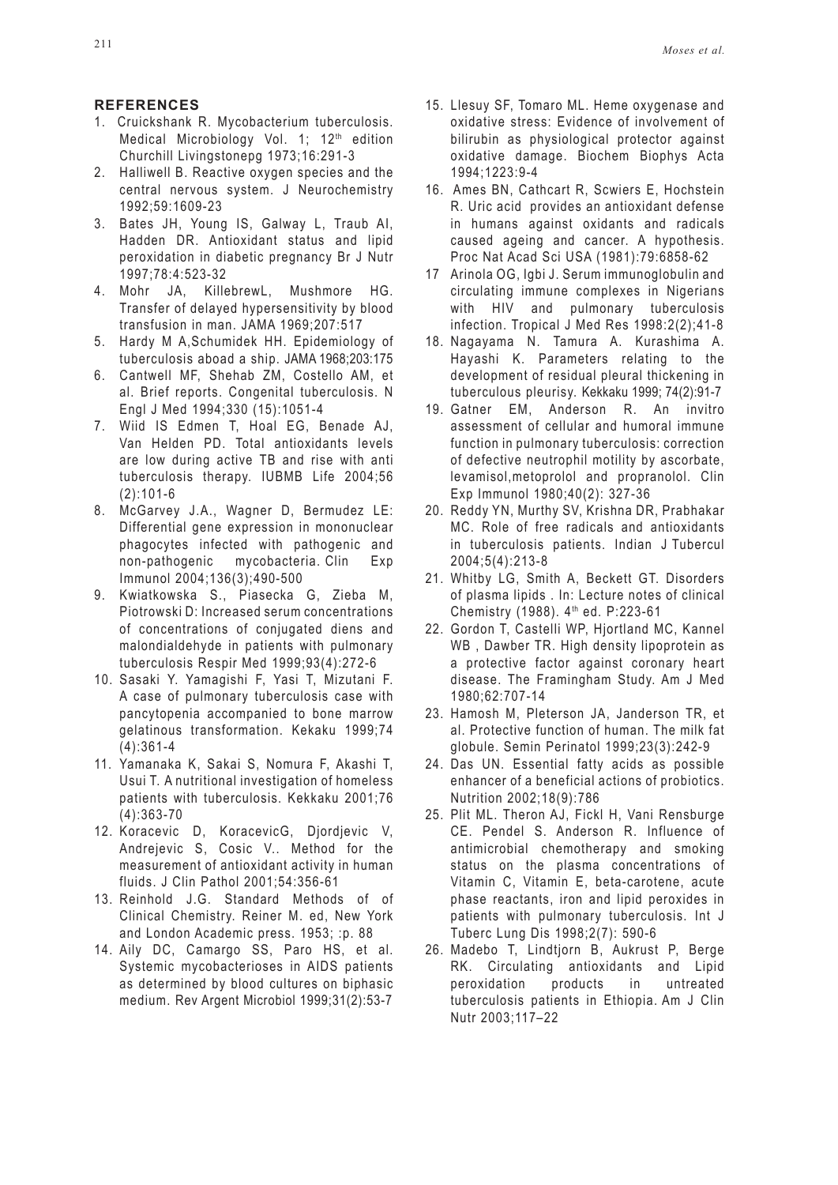## REFERENCES

1. Cruickshank R. Mycobacterium tuberculosis. Medical Microbiology Vol. 1; 12th edition Churchill Livingstonepg 1973;16:291-3
2. Halliwell B. Reactive oxygen species and the central nervous system. J Neurochemistry 1992;59:1609-23
3. Bates JH, Young IS, Galway L, Traub AI, Hadden DR. Antioxidant status and lipid peroxidation in diabetic pregnancy Br J Nutr 1997;78:4:523-32
4. Mohr JA, KillebrewL, Mushmore HG. Transfer of delayed hypersensitivity by blood transfusion in man. JAMA 1969;207:517
5. Hardy M A,Schumidek HH. Epidemiology of tuberculosis aboad a ship. JAMA 1968;203:175
6. Cantwell MF, Shehab ZM, Costello AM, et al. Brief reports. Congenital tuberculosis. N Engl J Med 1994;330 (15):1051-4
7. Wiid IS Edmen T, Hoal EG, Benade AJ, Van Helden PD. Total antioxidants levels are low during active TB and rise with anti tuberculosis therapy. IUBMB Life 2004;56 (2):101-6
8. McGarvey J.A., Wagner D, Bermudez LE: Differential gene expression in mononuclear phagocytes infected with pathogenic and non-pathogenic mycobacteria. Clin Exp Immunol 2004;136(3);490-500
9. Kwiatkowska S., Piasecka G, Zieba M, Piotrowski D: Increased serum concentrations of concentrations of conjugated diens and malondialdehyde in patients with pulmonary tuberculosis Respir Med 1999;93(4):272-6
10. Sasaki Y. Yamagishi F, Yasi T, Mizutani F. A case of pulmonary tuberculosis case with pancytopenia accompanied to bone marrow gelatinous transformation. Kekaku 1999;74 (4):361-4
11. Yamanaka K, Sakai S, Nomura F, Akashi T, Usui T. A nutritional investigation of homeless patients with tuberculosis. Kekkaku 2001;76 (4):363-70
12. Koracevic D, KoracevicG, Djordjevic V, Andrejevic S, Cosic V.. Method for the measurement of antioxidant activity in human fluids. J Clin Pathol 2001;54:356-61
13. Reinhold J.G. Standard Methods of of Clinical Chemistry. Reiner M. ed, New York and London Academic press. 1953; :p. 88
14. Aily DC, Camargo SS, Paro HS, et al. Systemic mycobacterioses in AIDS patients as determined by blood cultures on biphasic medium. Rev Argent Microbiol 1999;31(2):53-7
15. Llesuy SF, Tomaro ML. Heme oxygenase and oxidative stress: Evidence of involvement of bilirubin as physiological protector against oxidative damage. Biochem Biophys Acta 1994;1223:9-4
16. Ames BN, Cathcart R, Scwiers E, Hochstein R. Uric acid provides an antioxidant defense in humans against oxidants and radicals caused ageing and cancer. A hypothesis. Proc Nat Acad Sci USA (1981):79:6858-62
17. Arinola OG, Igbi J. Serum immunoglobulin and circulating immune complexes in Nigerians with HIV and pulmonary tuberculosis infection. Tropical J Med Res 1998:2(2);41-8
18. Nagayama N. Tamura A. Kurashima A. Hayashi K. Parameters relating to the development of residual pleural thickening in tuberculous pleurisy. Kekkaku 1999; 74(2):91-7
19. Gatner EM, Anderson R. An invitro assessment of cellular and humoral immune function in pulmonary tuberculosis: correction of defective neutrophil motility by ascorbate, levamisol,metoprolol and propranolol. Clin Exp Immunol 1980;40(2): 327-36
20. Reddy YN, Murthy SV, Krishna DR, Prabhakar MC. Role of free radicals and antioxidants in tuberculosis patients. Indian J Tubercul 2004;5(4):213-8
21. Whitby LG, Smith A, Beckett GT. Disorders of plasma lipids . In: Lecture notes of clinical Chemistry (1988). 4th ed. P:223-61
22. Gordon T, Castelli WP, Hjortland MC, Kannel WB , Dawber TR. High density lipoprotein as a protective factor against coronary heart disease. The Framingham Study. Am J Med 1980;62:707-14
23. Hamosh M, Pleterson JA, Janderson TR, et al. Protective function of human. The milk fat globule. Semin Perinatol 1999;23(3):242-9
24. Das UN. Essential fatty acids as possible enhancer of a beneficial actions of probiotics. Nutrition 2002;18(9):786
25. Plit ML. Theron AJ, Fickl H, Vani Rensburge CE. Pendel S. Anderson R. Influence of antimicrobial chemotherapy and smoking status on the plasma concentrations of Vitamin C, Vitamin E, beta-carotene, acute phase reactants, iron and lipid peroxides in patients with pulmonary tuberculosis. Int J Tuberc Lung Dis 1998;2(7): 590-6
26. Madebo T, Lindtjorn B, Aukrust P, Berge RK. Circulating antioxidants and Lipid peroxidation products in untreated tuberculosis patients in Ethiopia. Am J Clin Nutr 2003;117–22